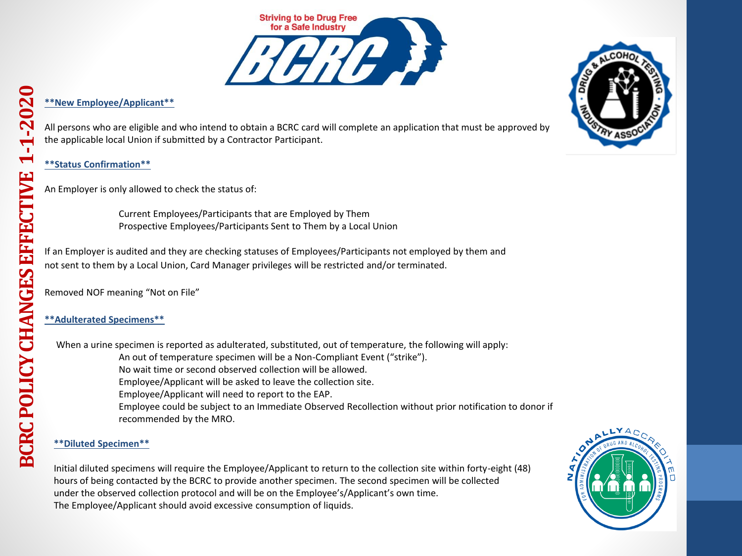# BCRC POLICY CHANGES EFFECTIVE 1-1-2020

Striving to be Drug Free for a Safe Industry

**BCRC**

## **New Employee/Applicant**

All persons who are eligible and who intend to obtain a BCRC card will complete an application that must be approved by the applicable local Union if submitted by a Contractor Participant.

## **Status Confirmation**

An Employer is only allowed to check the status of:

- Current Employees/Participants that are Employed by Them
- Prospective Employees/Participants Sent to Them by a Local Union

If an Employer is audited and they are checking statuses of Employees/Participants not employed by them and not sent to them by a Local Union, Card Manager privileges will be restricted and/or terminated.

Removed NOF meaning "Not on File"

## **Adulterated Specimens**

When a urine specimen is reported as adulterated, substituted, out of temperature, the following will apply:

- An out of temperature specimen will be a Non-Compliant Event ("strike").
- No wait time or second observed collection will be allowed.
- Employee/Applicant will be asked to leave the collection site.
- Employee/Applicant will need to report to the EAP.
- Employee could be subject to an Immediate Observed Recollection without prior notification to donor if recommended by the MRO.

## **Diluted Specimen**

Initial diluted specimens will require the Employee/Applicant to return to the collection site within forty-eight (48) hours of being contacted by the BCRC to provide another specimen. The second specimen will be collected under the observed collection protocol and will be on the Employee's/Applicant's own time.
The Employee/Applicant should avoid excessive consumption of liquids.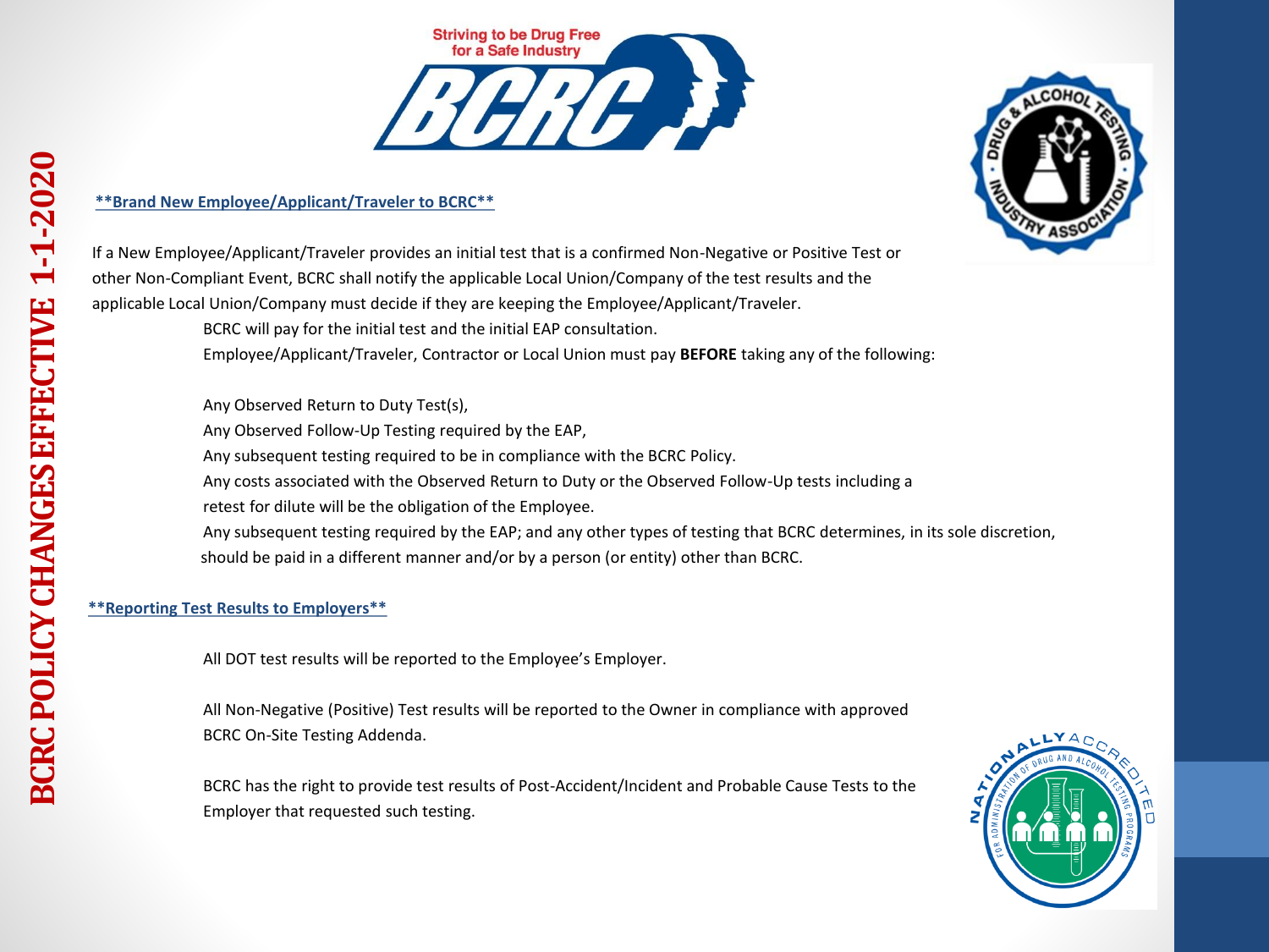**Brand New Employee/Applicant/Traveler to BCRC**

If a New Employee/Applicant/Traveler provides an initial test that is a confirmed Non-Negative or Positive Test or other Non-Compliant Event, BCRC shall notify the applicable Local Union/Company of the test results and the applicable Local Union/Company must decide if they are keeping the Employee/Applicant/Traveler.

BCRC will pay for the initial test and the initial EAP consultation.

Employee/Applicant/Traveler, Contractor or Local Union must pay **BEFORE** taking any of the following:

Any Observed Return to Duty Test(s),

Any Observed Follow-Up Testing required by the EAP,

Any subsequent testing required to be in compliance with the BCRC Policy.

Any costs associated with the Observed Return to Duty or the Observed Follow-Up tests including a retest for dilute will be the obligation of the Employee.

Any subsequent testing required by the EAP; and any other types of testing that BCRC determines, in its sole discretion, should be paid in a different manner and/or by a person (or entity) other than BCRC.

**Reporting Test Results to Employers**

All DOT test results will be reported to the Employee's Employer.

All Non-Negative (Positive) Test results will be reported to the Owner in compliance with approved BCRC On-Site Testing Addenda.

BCRC has the right to provide test results of Post-Accident/Incident and Probable Cause Tests to the Employer that requested such testing.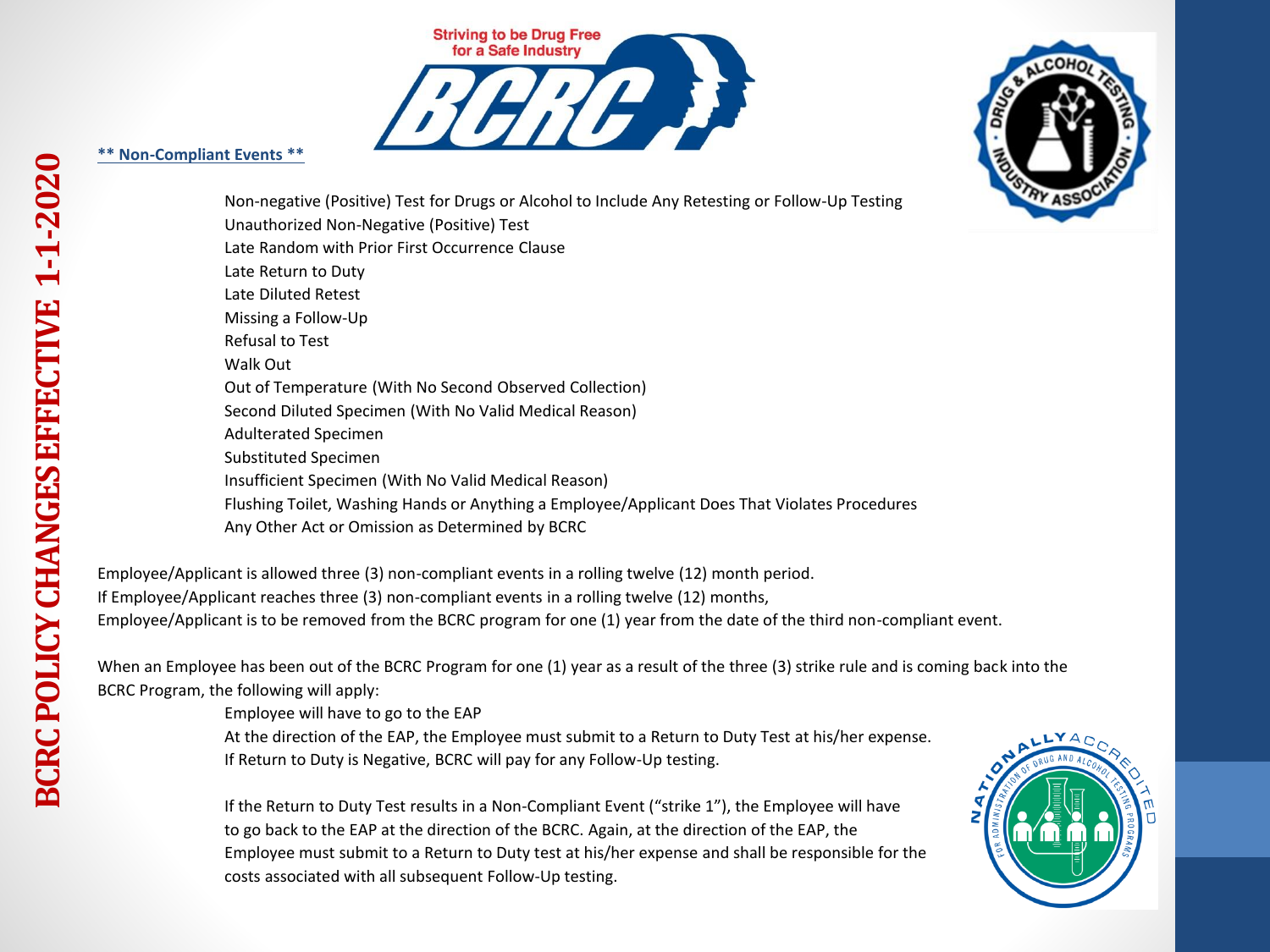**\*\* Non-Compliant Events \*\***

- Non-negative (Positive) Test for Drugs or Alcohol to Include Any Retesting or Follow-Up Testing
- Unauthorized Non-Negative (Positive) Test
- Late Random with Prior First Occurrence Clause
- Late Return to Duty
- Late Diluted Retest
- Missing a Follow-Up
- Refusal to Test
- Walk Out
- Out of Temperature (With No Second Observed Collection)
- Second Diluted Specimen (With No Valid Medical Reason)
- Adulterated Specimen
- Substituted Specimen
- Insufficient Specimen (With No Valid Medical Reason)
- Flushing Toilet, Washing Hands or Anything a Employee/Applicant Does That Violates Procedures
- Any Other Act or Omission as Determined by BCRC

Employee/Applicant is allowed three (3) non-compliant events in a rolling twelve (12) month period.
If Employee/Applicant reaches three (3) non-compliant events in a rolling twelve (12) months,
Employee/Applicant is to be removed from the BCRC program for one (1) year from the date of the third non-compliant event.

When an Employee has been out of the BCRC Program for one (1) year as a result of the three (3) strike rule and is coming back into the BCRC Program, the following will apply:

- Employee will have to go to the EAP
- At the direction of the EAP, the Employee must submit to a Return to Duty Test at his/her expense.
- If Return to Duty is Negative, BCRC will pay for any Follow-Up testing.

If the Return to Duty Test results in a Non-Compliant Event ("strike 1"), the Employee will have to go back to the EAP at the direction of the BCRC. Again, at the direction of the EAP, the Employee must submit to a Return to Duty test at his/her expense and shall be responsible for the costs associated with all subsequent Follow-Up testing.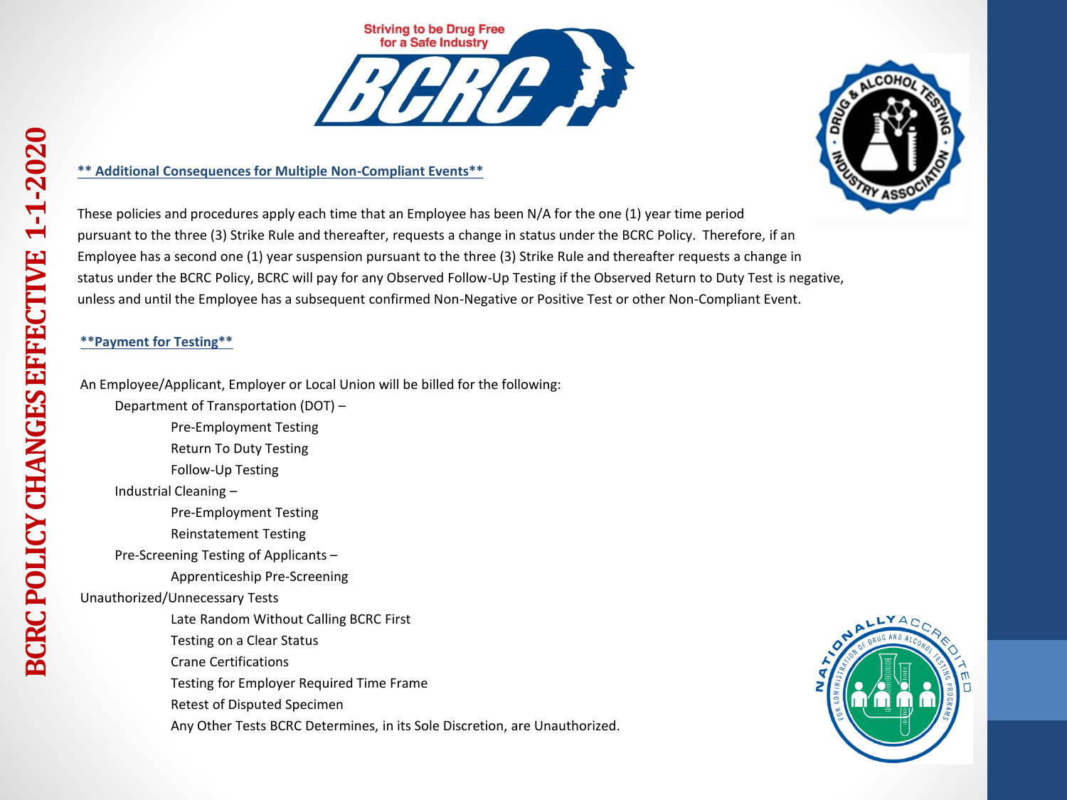**\*\* Additional Consequences for Multiple Non-Compliant Events\*\***

These policies and procedures apply each time that an Employee has been N/A for the one (1) year time period pursuant to the three (3) Strike Rule and thereafter, requests a change in status under the BCRC Policy. Therefore, if an Employee has a second one (1) year suspension pursuant to the three (3) Strike Rule and thereafter requests a change in status under the BCRC Policy, BCRC will pay for any Observed Follow-Up Testing if the Observed Return to Duty Test is negative, unless and until the Employee has a subsequent confirmed Non-Negative or Positive Test or other Non-Compliant Event.

**\*\*Payment for Testing\*\***

An Employee/Applicant, Employer or Local Union will be billed for the following:

- Department of Transportation (DOT) –
  - Pre-Employment Testing
  - Return To Duty Testing
  - Follow-Up Testing
- Industrial Cleaning –
  - Pre-Employment Testing
  - Reinstatement Testing
- Pre-Screening Testing of Applicants –
  - Apprenticeship Pre-Screening

Unauthorized/Unnecessary Tests

- Late Random Without Calling BCRC First
- Testing on a Clear Status
- Crane Certifications
- Testing for Employer Required Time Frame
- Retest of Disputed Specimen
- Any Other Tests BCRC Determines, in its Sole Discretion, are Unauthorized.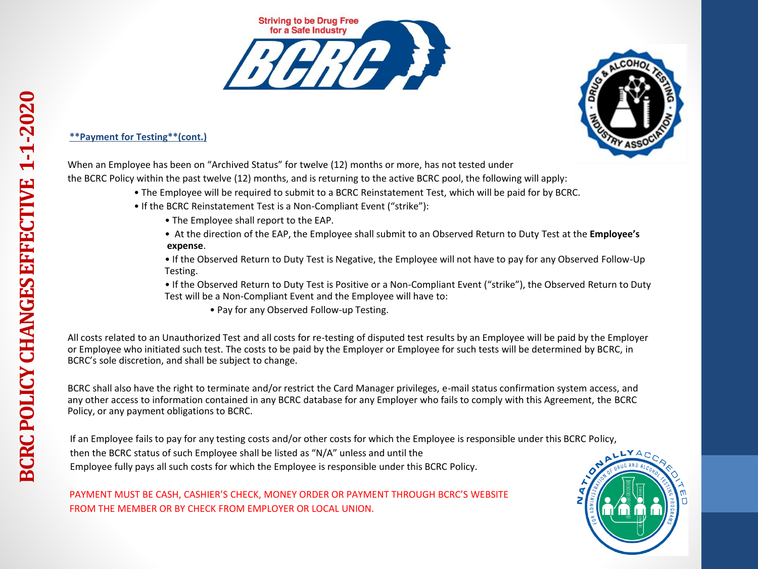**\*\*Payment for Testing\*\*(cont.)**

When an Employee has been on "Archived Status" for twelve (12) months or more, has not tested under the BCRC Policy within the past twelve (12) months, and is returning to the active BCRC pool, the following will apply:

- The Employee will be required to submit to a BCRC Reinstatement Test, which will be paid for by BCRC.
- If the BCRC Reinstatement Test is a Non-Compliant Event ("strike"):
  - The Employee shall report to the EAP.
  - At the direction of the EAP, the Employee shall submit to an Observed Return to Duty Test at the **Employee's expense**.
  - If the Observed Return to Duty Test is Negative, the Employee will not have to pay for any Observed Follow-Up Testing.
  - If the Observed Return to Duty Test is Positive or a Non-Compliant Event ("strike"), the Observed Return to Duty Test will be a Non-Compliant Event and the Employee will have to:
    - Pay for any Observed Follow-up Testing.

All costs related to an Unauthorized Test and all costs for re-testing of disputed test results by an Employee will be paid by the Employer or Employee who initiated such test. The costs to be paid by the Employer or Employee for such tests will be determined by BCRC, in BCRC's sole discretion, and shall be subject to change.

BCRC shall also have the right to terminate and/or restrict the Card Manager privileges, e-mail status confirmation system access, and any other access to information contained in any BCRC database for any Employer who fails to comply with this Agreement, the BCRC Policy, or any payment obligations to BCRC.

If an Employee fails to pay for any testing costs and/or other costs for which the Employee is responsible under this BCRC Policy, then the BCRC status of such Employee shall be listed as "N/A" unless and until the Employee fully pays all such costs for which the Employee is responsible under this BCRC Policy.

PAYMENT MUST BE CASH, CASHIER'S CHECK, MONEY ORDER OR PAYMENT THROUGH BCRC'S WEBSITE FROM THE MEMBER OR BY CHECK FROM EMPLOYER OR LOCAL UNION.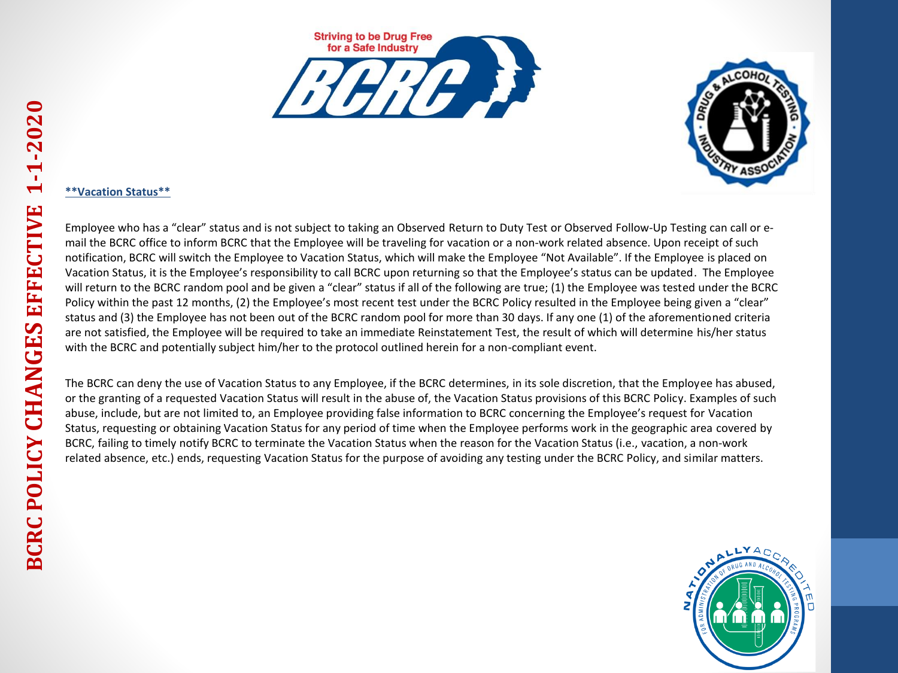## **Vacation Status**

Employee who has a "clear" status and is not subject to taking an Observed Return to Duty Test or Observed Follow-Up Testing can call or e-mail the BCRC office to inform BCRC that the Employee will be traveling for vacation or a non-work related absence. Upon receipt of such notification, BCRC will switch the Employee to Vacation Status, which will make the Employee "Not Available". If the Employee is placed on Vacation Status, it is the Employee's responsibility to call BCRC upon returning so that the Employee's status can be updated. The Employee will return to the BCRC random pool and be given a "clear" status if all of the following are true; (1) the Employee was tested under the BCRC Policy within the past 12 months, (2) the Employee's most recent test under the BCRC Policy resulted in the Employee being given a "clear" status and (3) the Employee has not been out of the BCRC random pool for more than 30 days. If any one (1) of the aforementioned criteria are not satisfied, the Employee will be required to take an immediate Reinstatement Test, the result of which will determine his/her status with the BCRC and potentially subject him/her to the protocol outlined herein for a non-compliant event.

The BCRC can deny the use of Vacation Status to any Employee, if the BCRC determines, in its sole discretion, that the Employee has abused, or the granting of a requested Vacation Status will result in the abuse of, the Vacation Status provisions of this BCRC Policy. Examples of such abuse, include, but are not limited to, an Employee providing false information to BCRC concerning the Employee's request for Vacation Status, requesting or obtaining Vacation Status for any period of time when the Employee performs work in the geographic area covered by BCRC, failing to timely notify BCRC to terminate the Vacation Status when the reason for the Vacation Status (i.e., vacation, a non-work related absence, etc.) ends, requesting Vacation Status for the purpose of avoiding any testing under the BCRC Policy, and similar matters.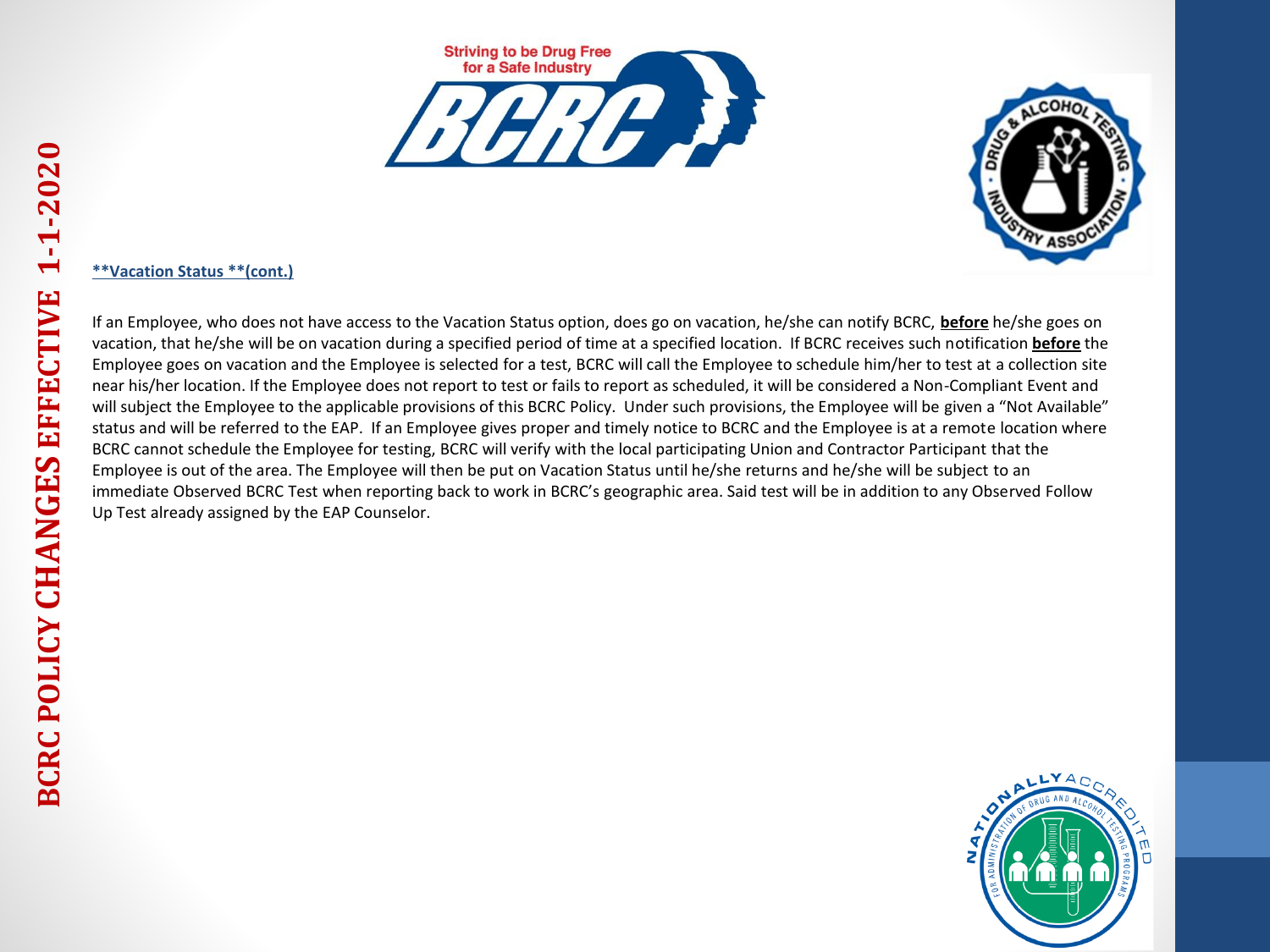**BCRC POLICY CHANGES EFFECTIVE 1-1-2020**

Striving to be Drug Free for a Safe Industry

**\*\*Vacation Status \*\*(cont.)**

If an Employee, who does not have access to the Vacation Status option, does go on vacation, he/she can notify BCRC, **before** he/she goes on vacation, that he/she will be on vacation during a specified period of time at a specified location. If BCRC receives such notification **before** the Employee goes on vacation and the Employee is selected for a test, BCRC will call the Employee to schedule him/her to test at a collection site near his/her location. If the Employee does not report to test or fails to report as scheduled, it will be considered a Non-Compliant Event and will subject the Employee to the applicable provisions of this BCRC Policy. Under such provisions, the Employee will be given a "Not Available" status and will be referred to the EAP. If an Employee gives proper and timely notice to BCRC and the Employee is at a remote location where BCRC cannot schedule the Employee for testing, BCRC will verify with the local participating Union and Contractor Participant that the Employee is out of the area. The Employee will then be put on Vacation Status until he/she returns and he/she will be subject to an immediate Observed BCRC Test when reporting back to work in BCRC's geographic area. Said test will be in addition to any Observed Follow Up Test already assigned by the EAP Counselor.